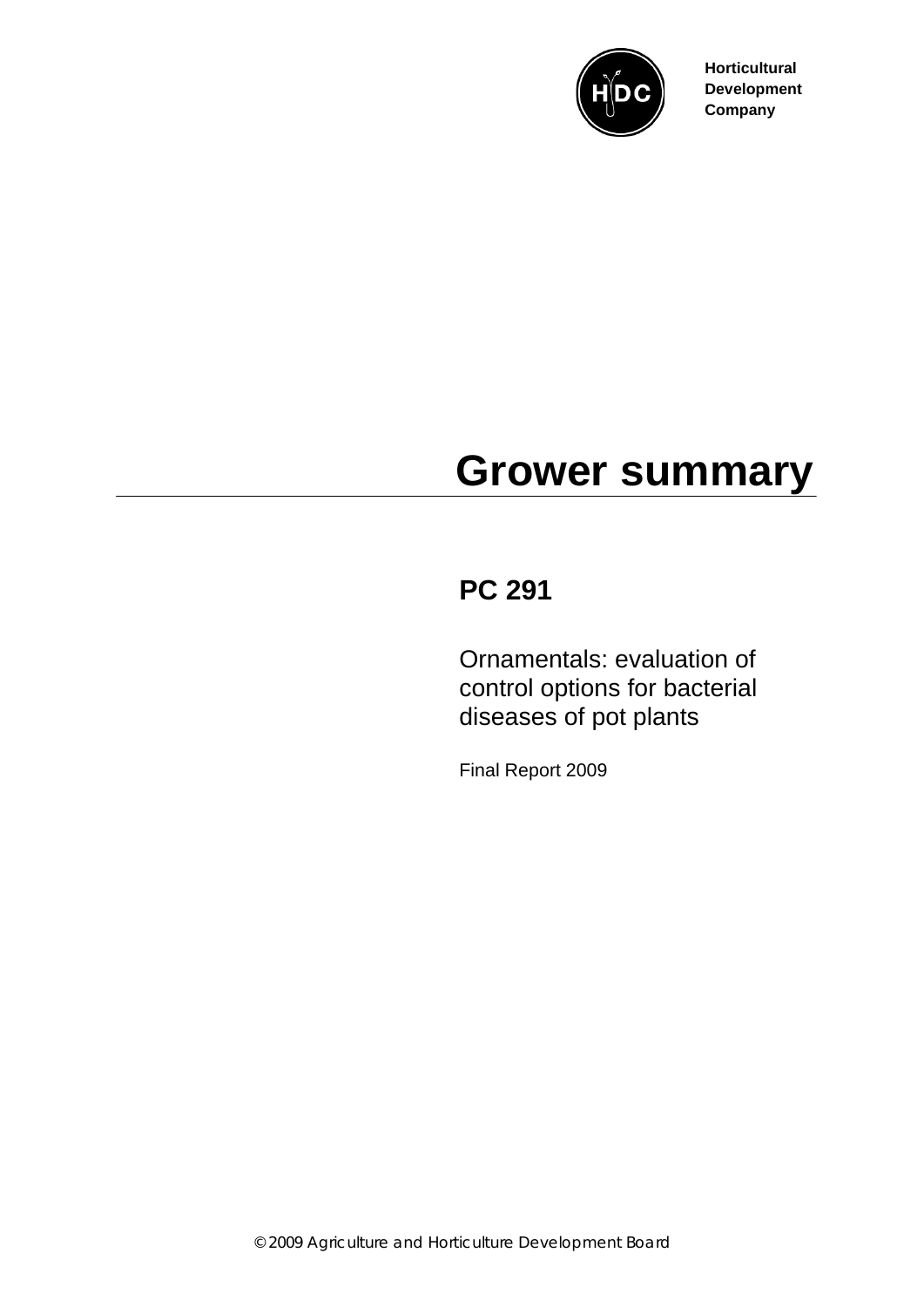Horticultural Development Company

# Grower summary

## PC 291

Ornamentals: evaluation of control options for bacterial diseases of pot plants

Final Report 2009

© 2009 Agriculture and Horticulture Development Board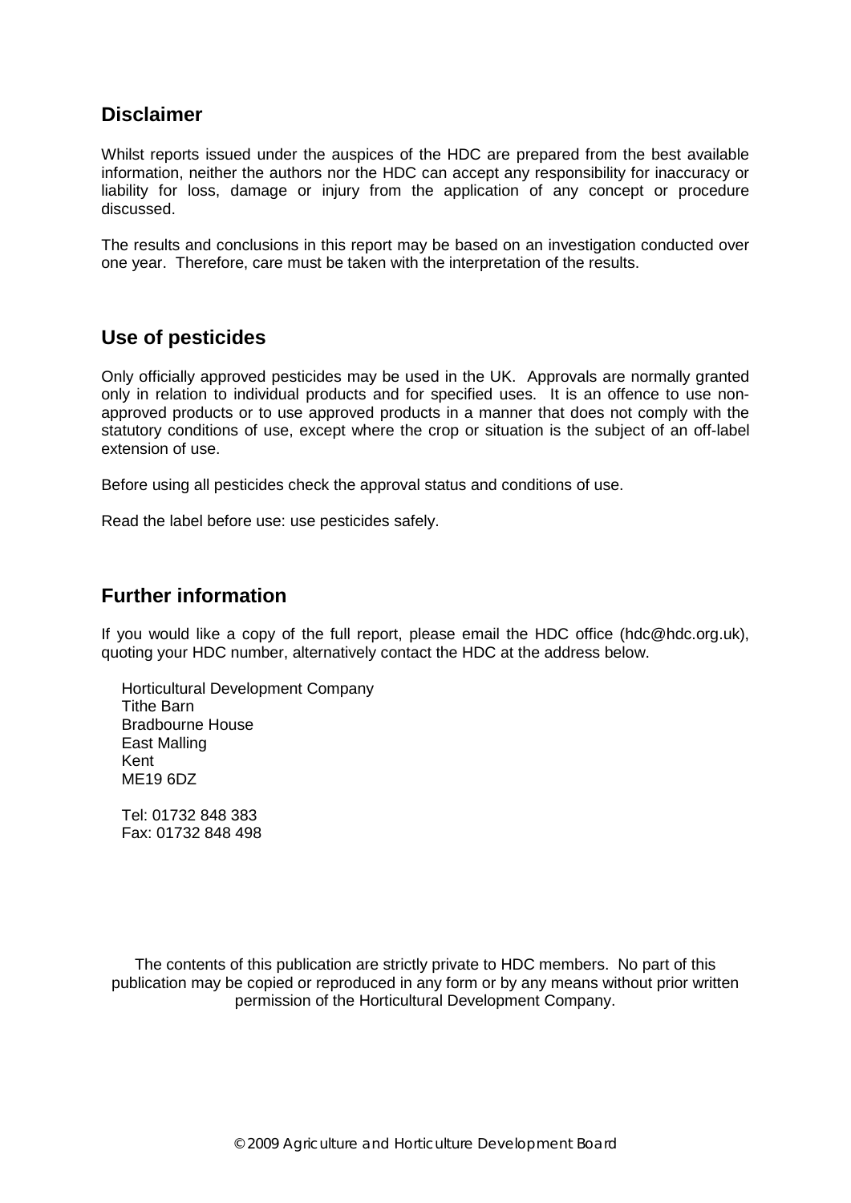## Disclaimer

Whilst reports issued under the auspices of the HDC are prepared from the best available information, neither the authors nor the HDC can accept any responsibility for inaccuracy or liability for loss, damage or injury from the application of any concept or procedure discussed.

The results and conclusions in this report may be based on an investigation conducted over one year. Therefore, care must be taken with the interpretation of the results.

## Use of pesticides

Only officially approved pesticides may be used in the UK. Approvals are normally granted only in relation to individual products and for specified uses. It is an offence to use non-approved products or to use approved products in a manner that does not comply with the statutory conditions of use, except where the crop or situation is the subject of an off-label extension of use.

Before using all pesticides check the approval status and conditions of use.

Read the label before use: use pesticides safely.

## Further information

If you would like a copy of the full report, please email the HDC office (hdc@hdc.org.uk), quoting your HDC number, alternatively contact the HDC at the address below.

Horticultural Development Company
Tithe Barn
Bradbourne House
East Malling
Kent
ME19 6DZ

Tel: 01732 848 383
Fax: 01732 848 498

The contents of this publication are strictly private to HDC members. No part of this publication may be copied or reproduced in any form or by any means without prior written permission of the Horticultural Development Company.

© 2009 Agriculture and Horticulture Development Board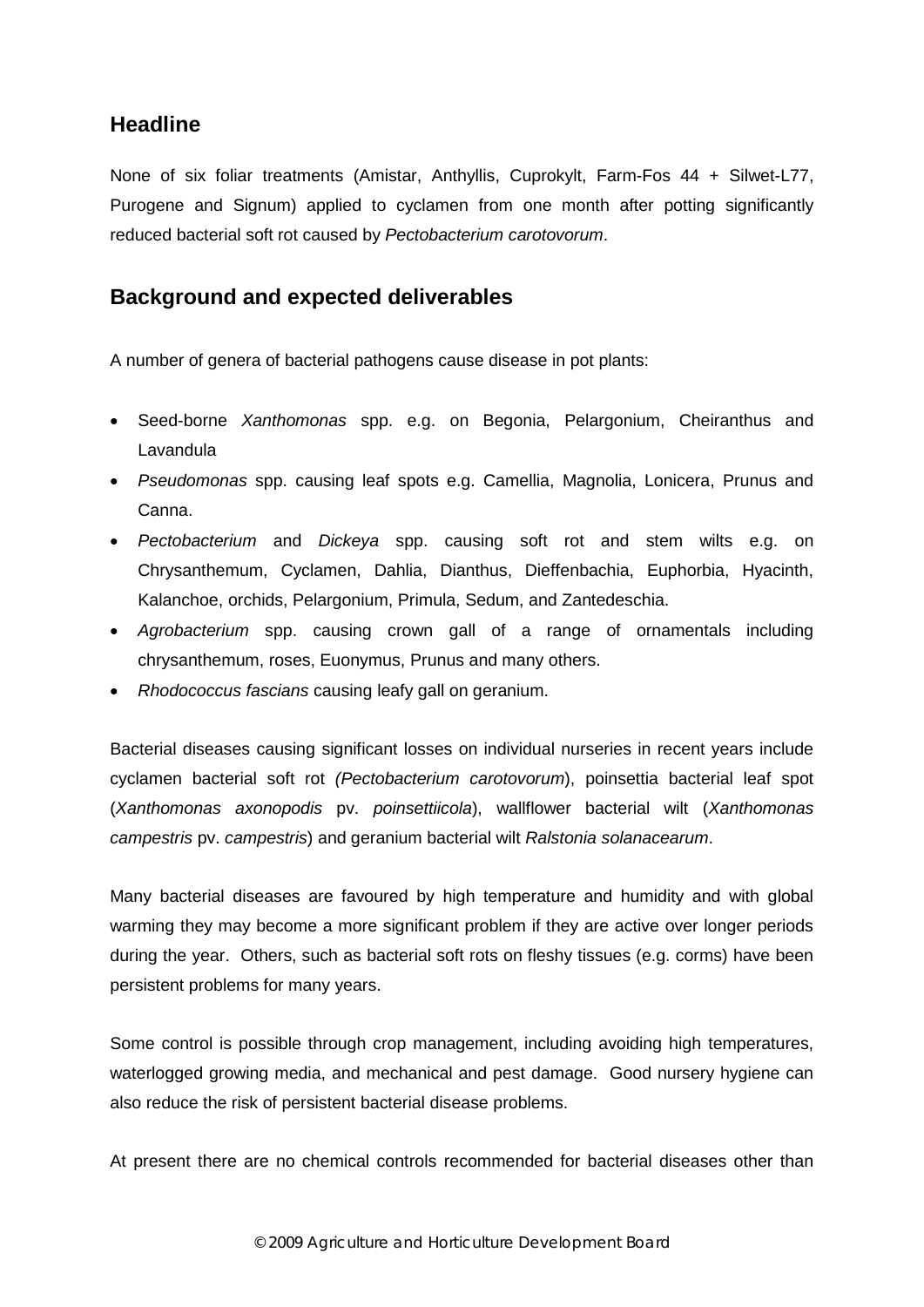## Headline

None of six foliar treatments (Amistar, Anthyllis, Cuprokylt, Farm-Fos 44 + Silwet-L77, Purogene and Signum) applied to cyclamen from one month after potting significantly reduced bacterial soft rot caused by *Pectobacterium carotovorum*.

## Background and expected deliverables

A number of genera of bacterial pathogens cause disease in pot plants:

- Seed-borne *Xanthomonas* spp. e.g. on Begonia, Pelargonium, Cheiranthus and Lavandula
- *Pseudomonas* spp. causing leaf spots e.g. Camellia, Magnolia, Lonicera, Prunus and Canna.
- *Pectobacterium* and *Dickeya* spp. causing soft rot and stem wilts e.g. on Chrysanthemum, Cyclamen, Dahlia, Dianthus, Dieffenbachia, Euphorbia, Hyacinth, Kalanchoe, orchids, Pelargonium, Primula, Sedum, and Zantedeschia.
- *Agrobacterium* spp. causing crown gall of a range of ornamentals including chrysanthemum, roses, Euonymus, Prunus and many others.
- *Rhodococcus fascians* causing leafy gall on geranium.

Bacterial diseases causing significant losses on individual nurseries in recent years include cyclamen bacterial soft rot *(Pectobacterium carotovorum*), poinsettia bacterial leaf spot (*Xanthomonas axonopodis* pv. *poinsettiicola*), wallflower bacterial wilt (*Xanthomonas campestris* pv. *campestris*) and geranium bacterial wilt *Ralstonia solanacearum*.

Many bacterial diseases are favoured by high temperature and humidity and with global warming they may become a more significant problem if they are active over longer periods during the year. Others, such as bacterial soft rots on fleshy tissues (e.g. corms) have been persistent problems for many years.

Some control is possible through crop management, including avoiding high temperatures, waterlogged growing media, and mechanical and pest damage. Good nursery hygiene can also reduce the risk of persistent bacterial disease problems.

At present there are no chemical controls recommended for bacterial diseases other than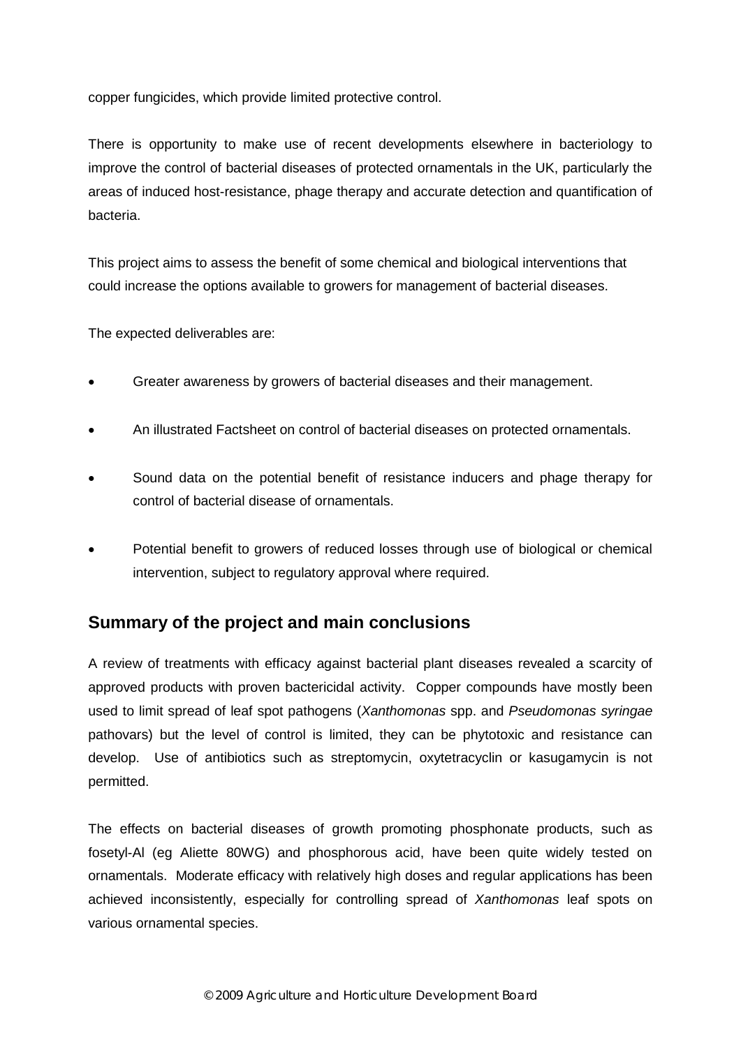copper fungicides, which provide limited protective control.

There is opportunity to make use of recent developments elsewhere in bacteriology to improve the control of bacterial diseases of protected ornamentals in the UK, particularly the areas of induced host-resistance, phage therapy and accurate detection and quantification of bacteria.

This project aims to assess the benefit of some chemical and biological interventions that could increase the options available to growers for management of bacterial diseases.

The expected deliverables are:

- Greater awareness by growers of bacterial diseases and their management.
- An illustrated Factsheet on control of bacterial diseases on protected ornamentals.
- Sound data on the potential benefit of resistance inducers and phage therapy for control of bacterial disease of ornamentals.
- Potential benefit to growers of reduced losses through use of biological or chemical intervention, subject to regulatory approval where required.

## Summary of the project and main conclusions

A review of treatments with efficacy against bacterial plant diseases revealed a scarcity of approved products with proven bactericidal activity. Copper compounds have mostly been used to limit spread of leaf spot pathogens (*Xanthomonas* spp. and *Pseudomonas syringae* pathovars) but the level of control is limited, they can be phytotoxic and resistance can develop. Use of antibiotics such as streptomycin, oxytetracyclin or kasugamycin is not permitted.

The effects on bacterial diseases of growth promoting phosphonate products, such as fosetyl-Al (eg Aliette 80WG) and phosphorous acid, have been quite widely tested on ornamentals. Moderate efficacy with relatively high doses and regular applications has been achieved inconsistently, especially for controlling spread of *Xanthomonas* leaf spots on various ornamental species.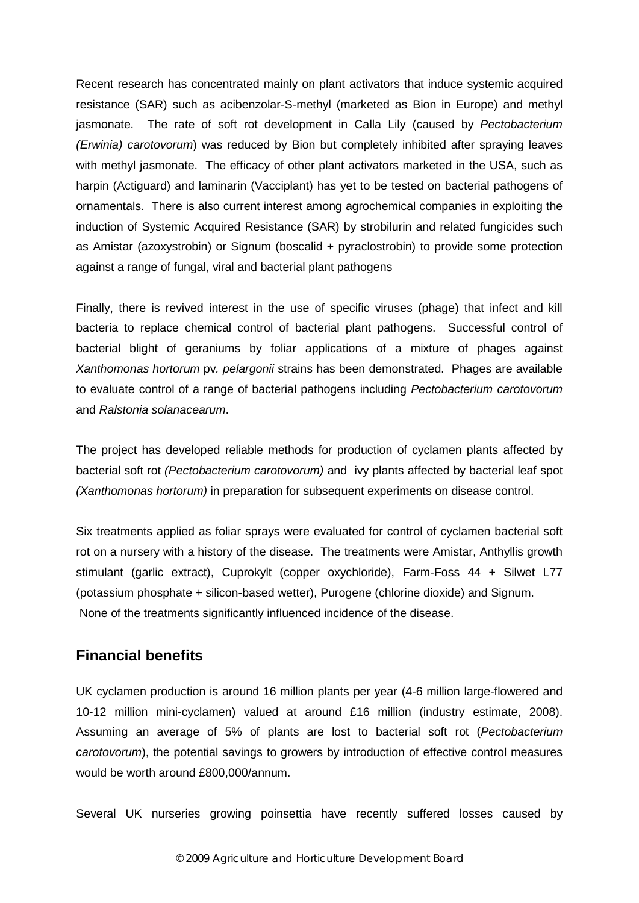Recent research has concentrated mainly on plant activators that induce systemic acquired resistance (SAR) such as acibenzolar-S-methyl (marketed as Bion in Europe) and methyl jasmonate. The rate of soft rot development in Calla Lily (caused by *Pectobacterium (Erwinia) carotovorum*) was reduced by Bion but completely inhibited after spraying leaves with methyl jasmonate. The efficacy of other plant activators marketed in the USA, such as harpin (Actiguard) and laminarin (Vacciplant) has yet to be tested on bacterial pathogens of ornamentals. There is also current interest among agrochemical companies in exploiting the induction of Systemic Acquired Resistance (SAR) by strobilurin and related fungicides such as Amistar (azoxystrobin) or Signum (boscalid + pyraclostrobin) to provide some protection against a range of fungal, viral and bacterial plant pathogens

Finally, there is revived interest in the use of specific viruses (phage) that infect and kill bacteria to replace chemical control of bacterial plant pathogens. Successful control of bacterial blight of geraniums by foliar applications of a mixture of phages against *Xanthomonas hortorum* pv. *pelargonii* strains has been demonstrated. Phages are available to evaluate control of a range of bacterial pathogens including *Pectobacterium carotovorum* and *Ralstonia solanacearum*.

The project has developed reliable methods for production of cyclamen plants affected by bacterial soft rot *(Pectobacterium carotovorum)* and ivy plants affected by bacterial leaf spot *(Xanthomonas hortorum)* in preparation for subsequent experiments on disease control.

Six treatments applied as foliar sprays were evaluated for control of cyclamen bacterial soft rot on a nursery with a history of the disease. The treatments were Amistar, Anthyllis growth stimulant (garlic extract), Cuprokylt (copper oxychloride), Farm-Foss 44 + Silwet L77 (potassium phosphate + silicon-based wetter), Purogene (chlorine dioxide) and Signum. None of the treatments significantly influenced incidence of the disease.

## Financial benefits

UK cyclamen production is around 16 million plants per year (4-6 million large-flowered and 10-12 million mini-cyclamen) valued at around £16 million (industry estimate, 2008). Assuming an average of 5% of plants are lost to bacterial soft rot (*Pectobacterium carotovorum*), the potential savings to growers by introduction of effective control measures would be worth around £800,000/annum.

Several UK nurseries growing poinsettia have recently suffered losses caused by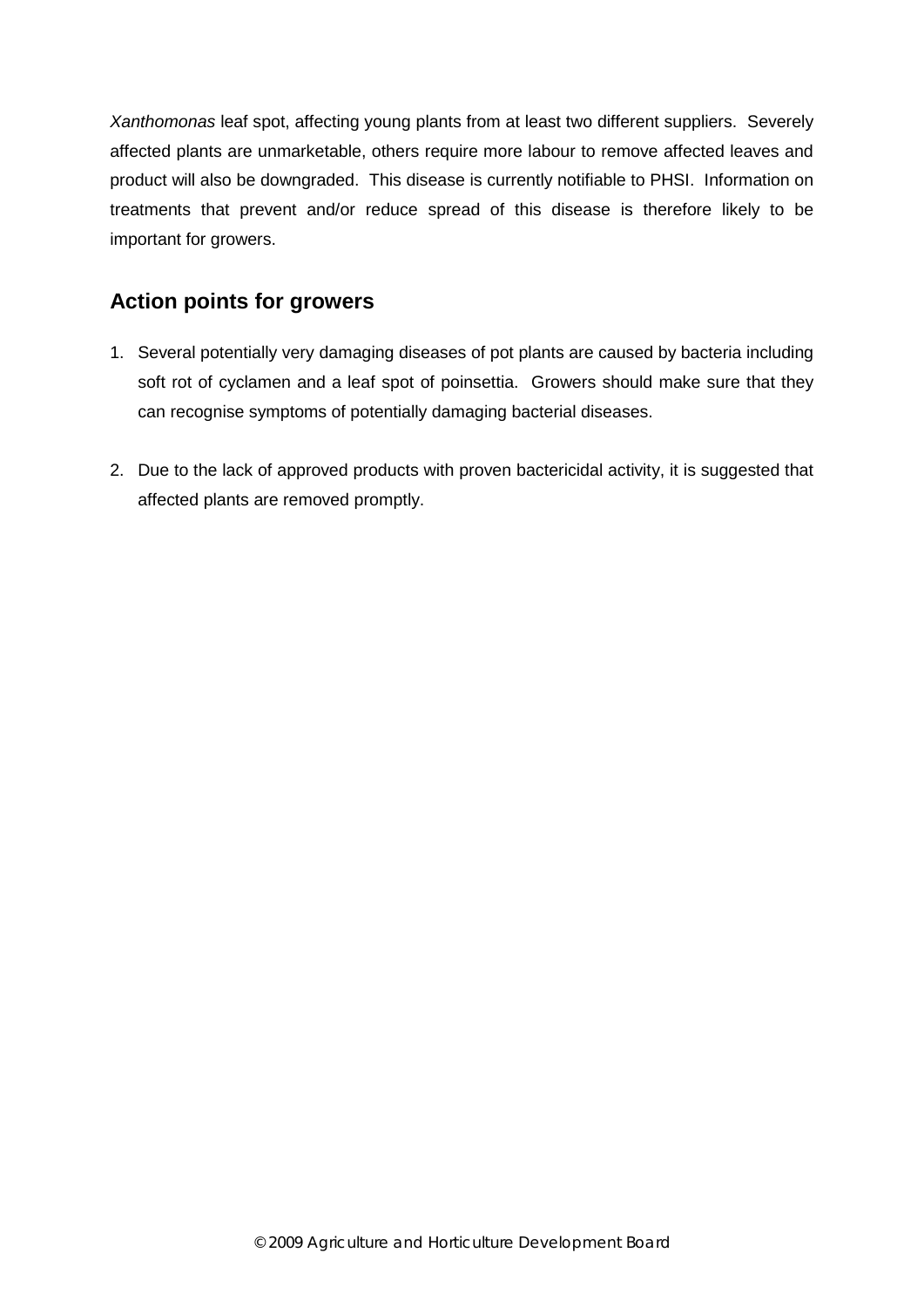*Xanthomonas* leaf spot, affecting young plants from at least two different suppliers. Severely affected plants are unmarketable, others require more labour to remove affected leaves and product will also be downgraded. This disease is currently notifiable to PHSI. Information on treatments that prevent and/or reduce spread of this disease is therefore likely to be important for growers.

## Action points for growers

1. Several potentially very damaging diseases of pot plants are caused by bacteria including soft rot of cyclamen and a leaf spot of poinsettia. Growers should make sure that they can recognise symptoms of potentially damaging bacterial diseases.

2. Due to the lack of approved products with proven bactericidal activity, it is suggested that affected plants are removed promptly.